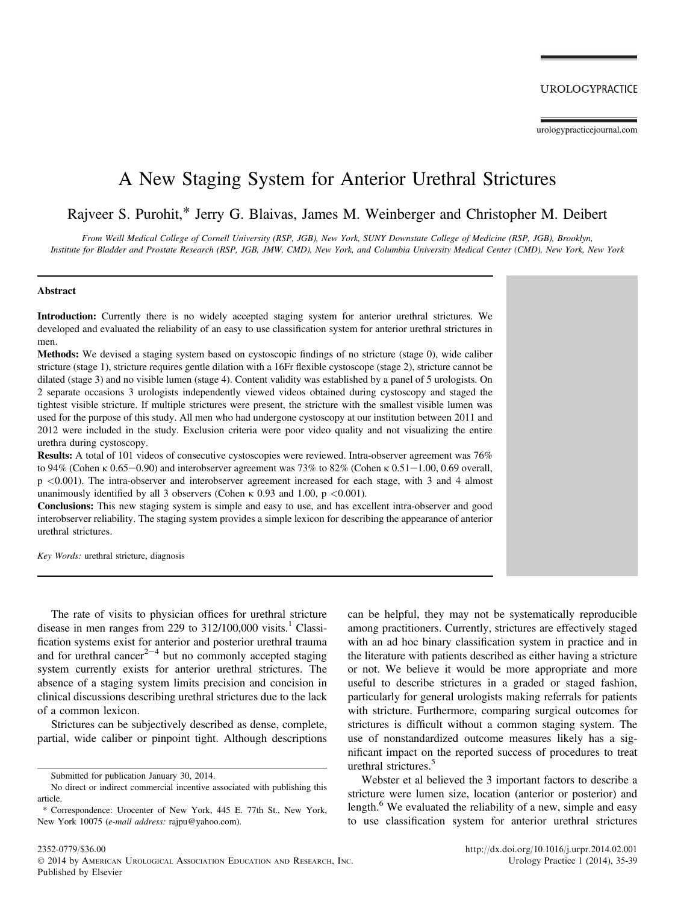# A New Staging System for Anterior Urethral Strictures

Rajveer S. Purohit,* Jerry G. Blaivas, James M. Weinberger and Christopher M. Deibert

*From Weill Medical College of Cornell University (RSP, JGB), New York, SUNY Downstate College of Medicine (RSP, JGB), Brooklyn, Institute for Bladder and Prostate Research (RSP, JGB, JMW, CMD), New York, and Columbia University Medical Center (CMD), New York, New York*

## Abstract

**Introduction:** Currently there is no widely accepted staging system for anterior urethral strictures. We developed and evaluated the reliability of an easy to use classification system for anterior urethral strictures in men.

**Methods:** We devised a staging system based on cystoscopic findings of no stricture (stage 0), wide caliber stricture (stage 1), stricture requires gentle dilation with a 16Fr flexible cystoscope (stage 2), stricture cannot be dilated (stage 3) and no visible lumen (stage 4). Content validity was established by a panel of 5 urologists. On 2 separate occasions 3 urologists independently viewed videos obtained during cystoscopy and staged the tightest visible stricture. If multiple strictures were present, the stricture with the smallest visible lumen was used for the purpose of this study. All men who had undergone cystoscopy at our institution between 2011 and 2012 were included in the study. Exclusion criteria were poor video quality and not visualizing the entire urethra during cystoscopy.

**Results:** A total of 101 videos of consecutive cystoscopies were reviewed. Intra-observer agreement was 76% to 94% (Cohen κ 0.65−0.90) and interobserver agreement was 73% to 82% (Cohen κ 0.51−1.00, 0.69 overall, $p < 0.001$). The intra-observer and interobserver agreement increased for each stage, with 3 and 4 almost unanimously identified by all 3 observers (Cohen κ 0.93 and 1.00, $p < 0.001$).

**Conclusions:** This new staging system is simple and easy to use, and has excellent intra-observer and good interobserver reliability. The staging system provides a simple lexicon for describing the appearance of anterior urethral strictures.

*Key Words:* urethral stricture, diagnosis

The rate of visits to physician offices for urethral stricture disease in men ranges from 229 to 312/100,000 visits.[1] Classification systems exist for anterior and posterior urethral trauma and for urethral cancer[2−4] but no commonly accepted staging system currently exists for anterior urethral strictures. The absence of a staging system limits precision and concision in clinical discussions describing urethral strictures due to the lack of a common lexicon.

Strictures can be subjectively described as dense, complete, partial, wide caliber or pinpoint tight. Although descriptions can be helpful, they may not be systematically reproducible among practitioners. Currently, strictures are effectively staged with an ad hoc binary classification system in practice and in the literature with patients described as either having a stricture or not. We believe it would be more appropriate and more useful to describe strictures in a graded or staged fashion, particularly for general urologists making referrals for patients with stricture. Furthermore, comparing surgical outcomes for strictures is difficult without a common staging system. The use of nonstandardized outcome measures likely has a significant impact on the reported success of procedures to treat urethral strictures.[5]

Webster et al believed the 3 important factors to describe a stricture were lumen size, location (anterior or posterior) and length.[6] We evaluated the reliability of a new, simple and easy to use classification system for anterior urethral strictures

Submitted for publication January 30, 2014.

No direct or indirect commercial incentive associated with publishing this article.

\* Correspondence: Urocenter of New York, 445 E. 77th St., New York, New York 10075 (*e-mail address:* rajpu@yahoo.com).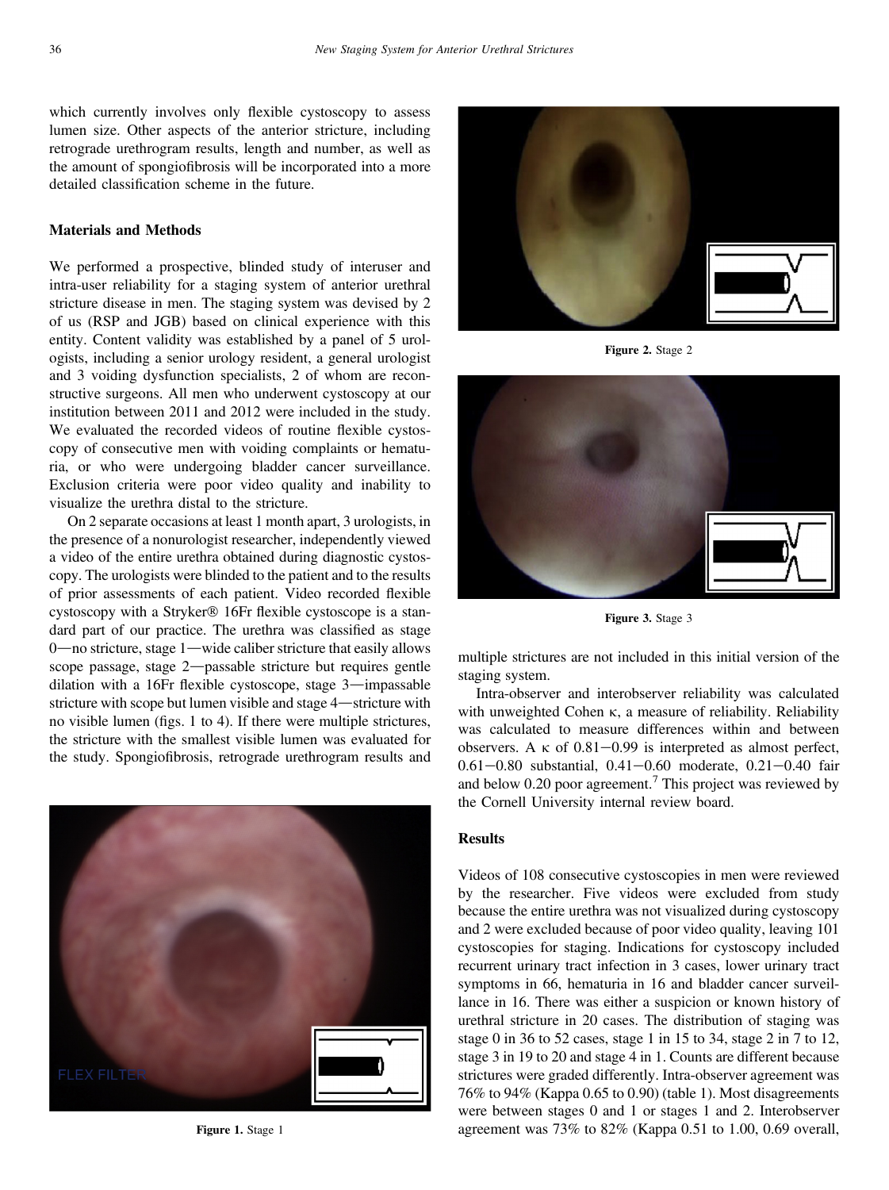which currently involves only flexible cystoscopy to assess lumen size. Other aspects of the anterior stricture, including retrograde urethrogram results, length and number, as well as the amount of spongiofibrosis will be incorporated into a more detailed classification scheme in the future.

## Materials and Methods

We performed a prospective, blinded study of interuser and intra-user reliability for a staging system of anterior urethral stricture disease in men. The staging system was devised by 2 of us (RSP and JGB) based on clinical experience with this entity. Content validity was established by a panel of 5 urologists, including a senior urology resident, a general urologist and 3 voiding dysfunction specialists, 2 of whom are reconstructive surgeons. All men who underwent cystoscopy at our institution between 2011 and 2012 were included in the study. We evaluated the recorded videos of routine flexible cystoscopy of consecutive men with voiding complaints or hematuria, or who were undergoing bladder cancer surveillance. Exclusion criteria were poor video quality and inability to visualize the urethra distal to the stricture.

On 2 separate occasions at least 1 month apart, 3 urologists, in the presence of a nonurologist researcher, independently viewed a video of the entire urethra obtained during diagnostic cystoscopy. The urologists were blinded to the patient and to the results of prior assessments of each patient. Video recorded flexible cystoscopy with a Stryker® 16Fr flexible cystoscope is a standard part of our practice. The urethra was classified as stage 0—no stricture, stage 1—wide caliber stricture that easily allows scope passage, stage 2—passable stricture but requires gentle dilation with a 16Fr flexible cystoscope, stage 3—impassable stricture with scope but lumen visible and stage 4—stricture with no visible lumen (figs. 1 to 4). If there were multiple strictures, the stricture with the smallest visible lumen was evaluated for the study. Spongiofibrosis, retrograde urethrogram results and multiple strictures are not included in this initial version of the staging system.

**Figure 1.** Stage 1

**Figure 2.** Stage 2

**Figure 3.** Stage 3

Intra-observer and interobserver reliability was calculated with unweighted Cohen κ, a measure of reliability. Reliability was calculated to measure differences within and between observers. A κ of 0.81−0.99 is interpreted as almost perfect, 0.61−0.80 substantial, 0.41−0.60 moderate, 0.21−0.40 fair and below 0.20 poor agreement.[7] This project was reviewed by the Cornell University internal review board.

## Results

Videos of 108 consecutive cystoscopies in men were reviewed by the researcher. Five videos were excluded from study because the entire urethra was not visualized during cystoscopy and 2 were excluded because of poor video quality, leaving 101 cystoscopies for staging. Indications for cystoscopy included recurrent urinary tract infection in 3 cases, lower urinary tract symptoms in 66, hematuria in 16 and bladder cancer surveillance in 16. There was either a suspicion or known history of urethral stricture in 20 cases. The distribution of staging was stage 0 in 36 to 52 cases, stage 1 in 15 to 34, stage 2 in 7 to 12, stage 3 in 19 to 20 and stage 4 in 1. Counts are different because strictures were graded differently. Intra-observer agreement was 76% to 94% (Kappa 0.65 to 0.90) (table 1). Most disagreements were between stages 0 and 1 or stages 1 and 2. Interobserver agreement was 73% to 82% (Kappa 0.51 to 1.00, 0.69 overall,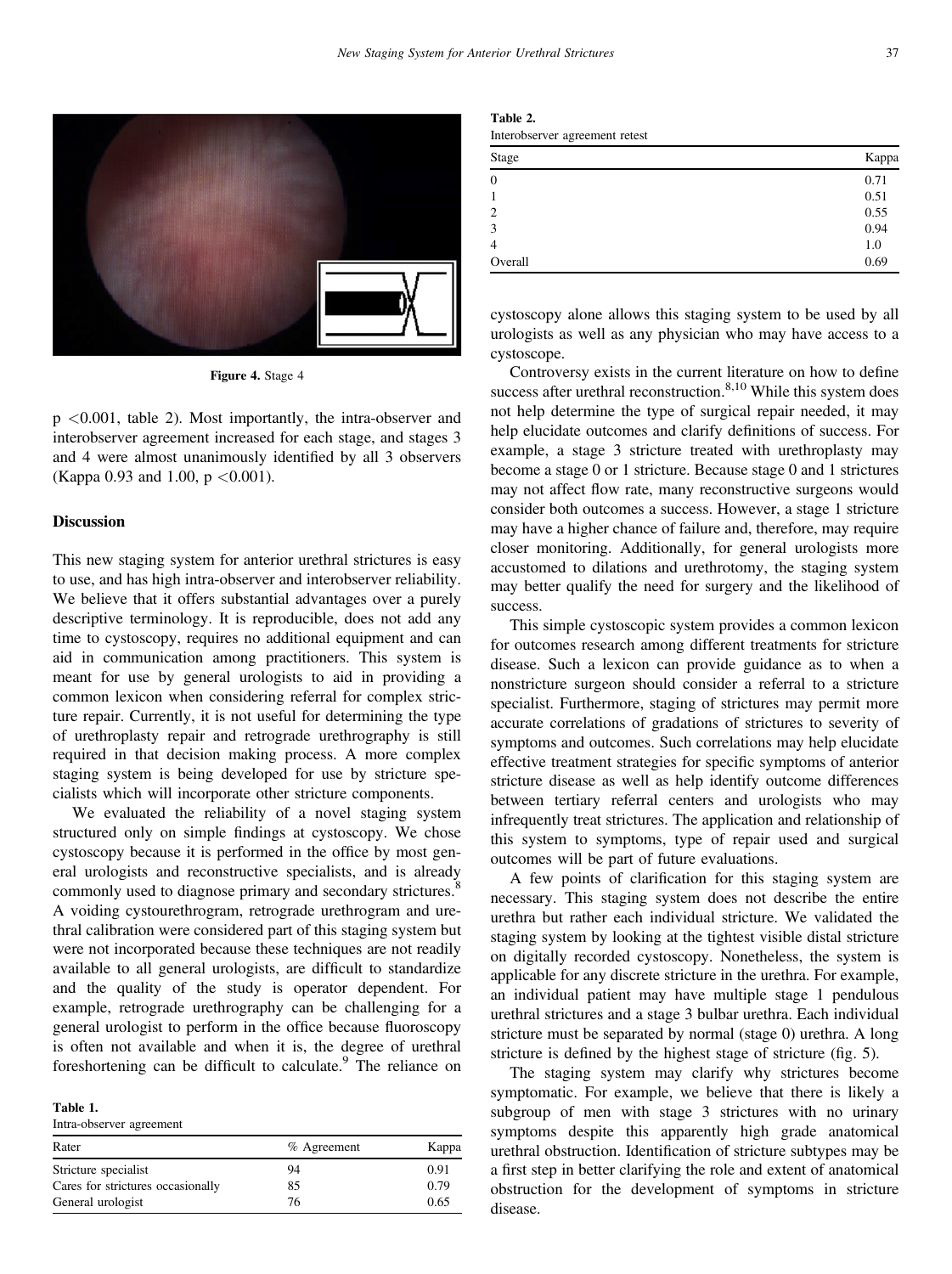Figure 4. Stage 4

$p < 0.001$, table 2). Most importantly, the intra-observer and interobserver agreement increased for each stage, and stages 3 and 4 were almost unanimously identified by all 3 observers (Kappa 0.93 and 1.00, $p < 0.001$).

## Discussion

This new staging system for anterior urethral strictures is easy to use, and has high intra-observer and interobserver reliability. We believe that it offers substantial advantages over a purely descriptive terminology. It is reproducible, does not add any time to cystoscopy, requires no additional equipment and can aid in communication among practitioners. This system is meant for use by general urologists to aid in providing a common lexicon when considering referral for complex stricture repair. Currently, it is not useful for determining the type of urethroplasty repair and retrograde urethrography is still required in that decision making process. A more complex staging system is being developed for use by stricture specialists which will incorporate other stricture components.

We evaluated the reliability of a novel staging system structured only on simple findings at cystoscopy. We chose cystoscopy because it is performed in the office by most general urologists and reconstructive specialists, and is already commonly used to diagnose primary and secondary strictures.[8] A voiding cystourethrogram, retrograde urethrogram and urethral calibration were considered part of this staging system but were not incorporated because these techniques are not readily available to all general urologists, are difficult to standardize and the quality of the study is operator dependent. For example, retrograde urethrography can be challenging for a general urologist to perform in the office because fluoroscopy is often not available and when it is, the degree of urethral foreshortening can be difficult to calculate.[9] The reliance on cystoscopy alone allows this staging system to be used by all urologists as well as any physician who may have access to a cystoscope.

**Table 1.**
Intra-observer agreement

| Rater | % Agreement | Kappa |
|---|---|---|
| Stricture specialist | 94 | 0.91 |
| Cares for strictures occasionally | 85 | 0.79 |
| General urologist | 76 | 0.65 |

**Table 2.**
Interobserver agreement retest

| Stage | Kappa |
|---|---|
| 0 | 0.71 |
| 1 | 0.51 |
| 2 | 0.55 |
| 3 | 0.94 |
| 4 | 1.0 |
| Overall | 0.69 |

Controversy exists in the current literature on how to define success after urethral reconstruction.[8,10] While this system does not help determine the type of surgical repair needed, it may help elucidate outcomes and clarify definitions of success. For example, a stage 3 stricture treated with urethroplasty may become a stage 0 or 1 stricture. Because stage 0 and 1 strictures may not affect flow rate, many reconstructive surgeons would consider both outcomes a success. However, a stage 1 stricture may have a higher chance of failure and, therefore, may require closer monitoring. Additionally, for general urologists more accustomed to dilations and urethrotomy, the staging system may better qualify the need for surgery and the likelihood of success.

This simple cystoscopic system provides a common lexicon for outcomes research among different treatments for stricture disease. Such a lexicon can provide guidance as to when a nonstricture surgeon should consider a referral to a stricture specialist. Furthermore, staging of strictures may permit more accurate correlations of gradations of strictures to severity of symptoms and outcomes. Such correlations may help elucidate effective treatment strategies for specific symptoms of anterior stricture disease as well as help identify outcome differences between tertiary referral centers and urologists who may infrequently treat strictures. The application and relationship of this system to symptoms, type of repair used and surgical outcomes will be part of future evaluations.

A few points of clarification for this staging system are necessary. This staging system does not describe the entire urethra but rather each individual stricture. We validated the staging system by looking at the tightest visible distal stricture on digitally recorded cystoscopy. Nonetheless, the system is applicable for any discrete stricture in the urethra. For example, an individual patient may have multiple stage 1 pendulous urethral strictures and a stage 3 bulbar urethra. Each individual stricture must be separated by normal (stage 0) urethra. A long stricture is defined by the highest stage of stricture (fig. 5).

The staging system may clarify why strictures become symptomatic. For example, we believe that there is likely a subgroup of men with stage 3 strictures with no urinary symptoms despite this apparently high grade anatomical urethral obstruction. Identification of stricture subtypes may be a first step in better clarifying the role and extent of anatomical obstruction for the development of symptoms in stricture disease.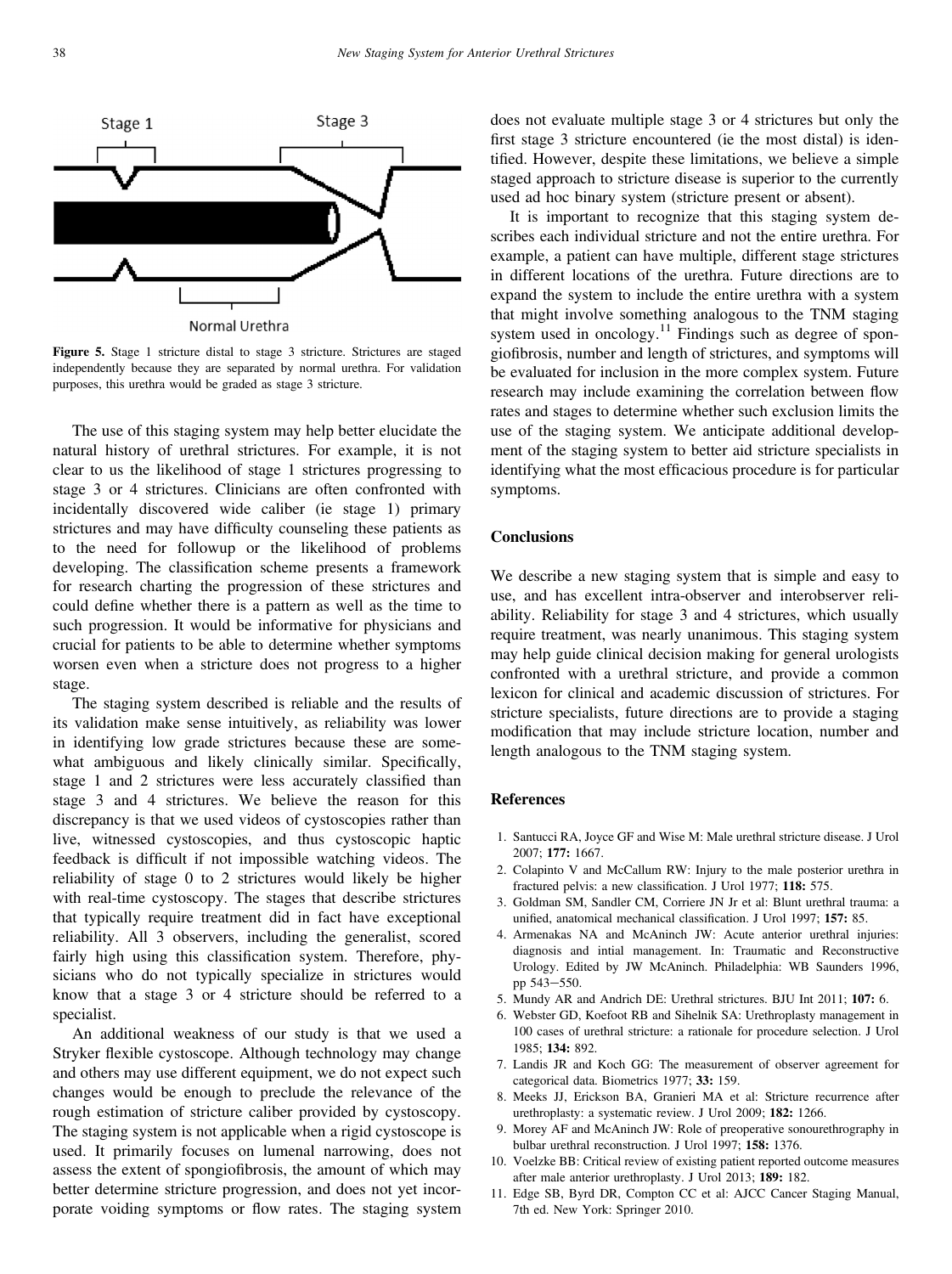Figure 5. Stage 1 stricture distal to stage 3 stricture. Strictures are staged independently because they are separated by normal urethra. For validation purposes, this urethra would be graded as stage 3 stricture.

The use of this staging system may help better elucidate the natural history of urethral strictures. For example, it is not clear to us the likelihood of stage 1 strictures progressing to stage 3 or 4 strictures. Clinicians are often confronted with incidentally discovered wide caliber (ie stage 1) primary strictures and may have difficulty counseling these patients as to the need for followup or the likelihood of problems developing. The classification scheme presents a framework for research charting the progression of these strictures and could define whether there is a pattern as well as the time to such progression. It would be informative for physicians and crucial for patients to be able to determine whether symptoms worsen even when a stricture does not progress to a higher stage.

The staging system described is reliable and the results of its validation make sense intuitively, as reliability was lower in identifying low grade strictures because these are somewhat ambiguous and likely clinically similar. Specifically, stage 1 and 2 strictures were less accurately classified than stage 3 and 4 strictures. We believe the reason for this discrepancy is that we used videos of cystoscopies rather than live, witnessed cystoscopies, and thus cystoscopic haptic feedback is difficult if not impossible watching videos. The reliability of stage 0 to 2 strictures would likely be higher with real-time cystoscopy. The stages that describe strictures that typically require treatment did in fact have exceptional reliability. All 3 observers, including the generalist, scored fairly high using this classification system. Therefore, physicians who do not typically specialize in strictures would know that a stage 3 or 4 stricture should be referred to a specialist.

An additional weakness of our study is that we used a Stryker flexible cystoscope. Although technology may change and others may use different equipment, we do not expect such changes would be enough to preclude the relevance of the rough estimation of stricture caliber provided by cystoscopy. The staging system is not applicable when a rigid cystoscope is used. It primarily focuses on lumenal narrowing, does not assess the extent of spongiofibrosis, the amount of which may better determine stricture progression, and does not yet incorporate voiding symptoms or flow rates. The staging system does not evaluate multiple stage 3 or 4 strictures but only the first stage 3 stricture encountered (ie the most distal) is identified. However, despite these limitations, we believe a simple staged approach to stricture disease is superior to the currently used ad hoc binary system (stricture present or absent).

It is important to recognize that this staging system describes each individual stricture and not the entire urethra. For example, a patient can have multiple, different stage strictures in different locations of the urethra. Future directions are to expand the system to include the entire urethra with a system that might involve something analogous to the TNM staging system used in oncology.[11] Findings such as degree of spongiofibrosis, number and length of strictures, and symptoms will be evaluated for inclusion in the more complex system. Future research may include examining the correlation between flow rates and stages to determine whether such exclusion limits the use of the staging system. We anticipate additional development of the staging system to better aid stricture specialists in identifying what the most efficacious procedure is for particular symptoms.

## Conclusions

We describe a new staging system that is simple and easy to use, and has excellent intra-observer and interobserver reliability. Reliability for stage 3 and 4 strictures, which usually require treatment, was nearly unanimous. This staging system may help guide clinical decision making for general urologists confronted with a urethral stricture, and provide a common lexicon for clinical and academic discussion of strictures. For stricture specialists, future directions are to provide a staging modification that may include stricture location, number and length analogous to the TNM staging system.

## References

1. Santucci RA, Joyce GF and Wise M: Male urethral stricture disease. J Urol 2007; **177:** 1667.
2. Colapinto V and McCallum RW: Injury to the male posterior urethra in fractured pelvis: a new classification. J Urol 1977; **118:** 575.
3. Goldman SM, Sandler CM, Corriere JN Jr et al: Blunt urethral trauma: a unified, anatomical mechanical classification. J Urol 1997; **157:** 85.
4. Armenakas NA and McAninch JW: Acute anterior urethral injuries: diagnosis and intial management. In: Traumatic and Reconstructive Urology. Edited by JW McAninch. Philadelphia: WB Saunders 1996, pp 543–550.
5. Mundy AR and Andrich DE: Urethral strictures. BJU Int 2011; **107:** 6.
6. Webster GD, Koefoot RB and Sihelnik SA: Urethroplasty management in 100 cases of urethral stricture: a rationale for procedure selection. J Urol 1985; **134:** 892.
7. Landis JR and Koch GG: The measurement of observer agreement for categorical data. Biometrics 1977; **33:** 159.
8. Meeks JJ, Erickson BA, Granieri MA et al: Stricture recurrence after urethroplasty: a systematic review. J Urol 2009; **182:** 1266.
9. Morey AF and McAninch JW: Role of preoperative sonourethrography in bulbar urethral reconstruction. J Urol 1997; **158:** 1376.
10. Voelzke BB: Critical review of existing patient reported outcome measures after male anterior urethroplasty. J Urol 2013; **189:** 182.
11. Edge SB, Byrd DR, Compton CC et al: AJCC Cancer Staging Manual, 7th ed. New York: Springer 2010.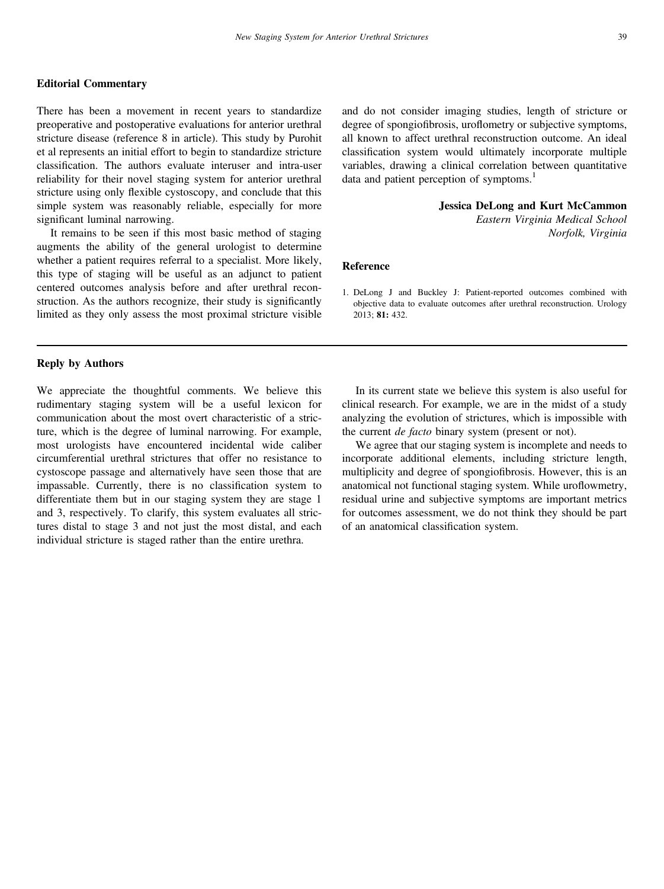## Editorial Commentary

There has been a movement in recent years to standardize preoperative and postoperative evaluations for anterior urethral stricture disease (reference 8 in article). This study by Purohit et al represents an initial effort to begin to standardize stricture classification. The authors evaluate interuser and intra-user reliability for their novel staging system for anterior urethral stricture using only flexible cystoscopy, and conclude that this simple system was reasonably reliable, especially for more significant luminal narrowing.

It remains to be seen if this most basic method of staging augments the ability of the general urologist to determine whether a patient requires referral to a specialist. More likely, this type of staging will be useful as an adjunct to patient centered outcomes analysis before and after urethral reconstruction. As the authors recognize, their study is significantly limited as they only assess the most proximal stricture visible and do not consider imaging studies, length of stricture or degree of spongiofibrosis, uroflometry or subjective symptoms, all known to affect urethral reconstruction outcome. An ideal classification system would ultimately incorporate multiple variables, drawing a clinical correlation between quantitative data and patient perception of symptoms.[1]

**Jessica DeLong and Kurt McCammon**
*Eastern Virginia Medical School*
*Norfolk, Virginia*

### Reference

1. DeLong J and Buckley J: Patient-reported outcomes combined with objective data to evaluate outcomes after urethral reconstruction. Urology 2013; **81:** 432.

## Reply by Authors

We appreciate the thoughtful comments. We believe this rudimentary staging system will be a useful lexicon for communication about the most overt characteristic of a stricture, which is the degree of luminal narrowing. For example, most urologists have encountered incidental wide caliber circumferential urethral strictures that offer no resistance to cystoscope passage and alternatively have seen those that are impassable. Currently, there is no classification system to differentiate them but in our staging system they are stage 1 and 3, respectively. To clarify, this system evaluates all strictures distal to stage 3 and not just the most distal, and each individual stricture is staged rather than the entire urethra.

In its current state we believe this system is also useful for clinical research. For example, we are in the midst of a study analyzing the evolution of strictures, which is impossible with the current *de facto* binary system (present or not).

We agree that our staging system is incomplete and needs to incorporate additional elements, including stricture length, multiplicity and degree of spongiofibrosis. However, this is an anatomical not functional staging system. While uroflowmetry, residual urine and subjective symptoms are important metrics for outcomes assessment, we do not think they should be part of an anatomical classification system.